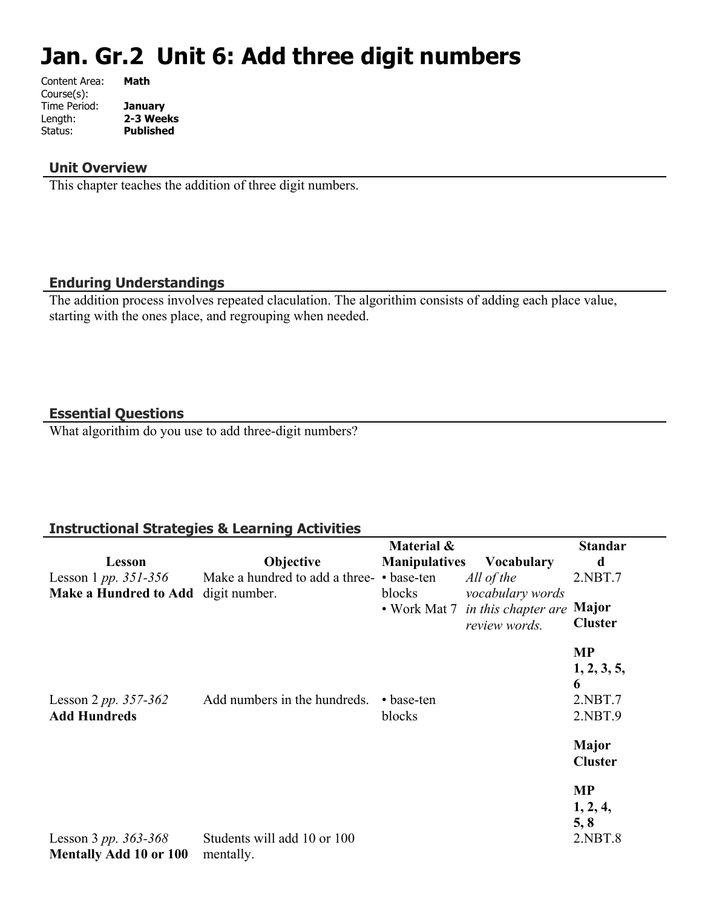# Jan. Gr.2 Unit 6: Add three digit numbers

Content Area: **Math**
Course(s):
Time Period: **January**
Length: **2-3 Weeks**
Status: **Published**

## Unit Overview

This chapter teaches the addition of three digit numbers.

## Enduring Understandings

The addition process involves repeated claculation. The algorithim consists of adding each place value, starting with the ones place, and regrouping when needed.

## Essential Questions

What algorithim do you use to add three-digit numbers?

## Instructional Strategies & Learning Activities

| Lesson | Objective | Material & Manipulatives | Vocabulary | Standard |
|---|---|---|---|---|
| Lesson 1 *pp. 351-356* **Make a Hundred to Add** | Make a hundred to add a three-digit number. | • base-ten blocks • Work Mat 7 | *All of the vocabulary words in this chapter are review words.* | 2.NBT.7 **Major Cluster** **MP 1, 2, 3, 5, 6** |
| Lesson 2 *pp. 357-362* **Add Hundreds** | Add numbers in the hundreds. | • base-ten blocks | | 2.NBT.7 2.NBT.9 **Major Cluster** **MP 1, 2, 4, 5, 8** |
| Lesson 3 *pp. 363-368* **Mentally Add 10 or 100** | Students will add 10 or 100 mentally. | | | 2.NBT.8 |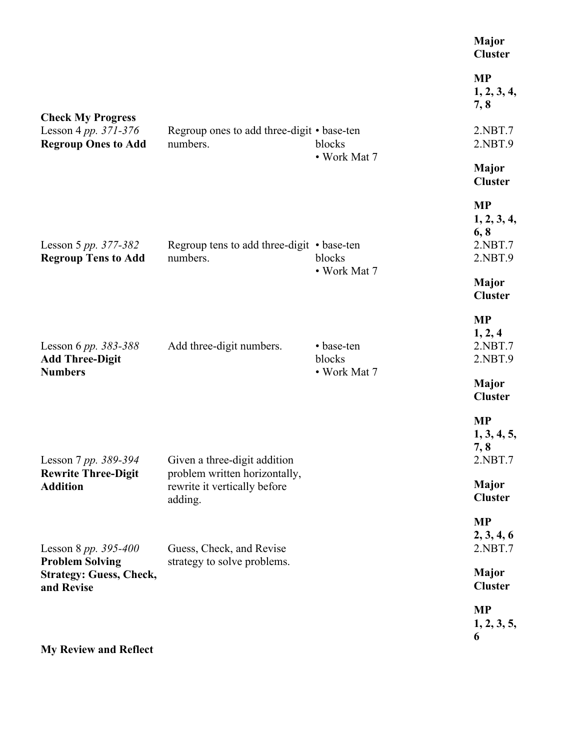| | | | |
|---|---|---|---|
| | | | **Major Cluster**<br><br>**MP 1, 2, 3, 4, 7, 8** |
| **Check My Progress** | | | |
| Lesson 4 *pp. 371-376*<br>**Regroup Ones to Add** | Regroup ones to add three-digit numbers. | • base-ten blocks<br>• Work Mat 7 | 2.NBT.7<br>2.NBT.9<br><br>**Major Cluster**<br><br>**MP 1, 2, 3, 4, 6, 8** |
| Lesson 5 *pp. 377-382*<br>**Regroup Tens to Add** | Regroup tens to add three-digit numbers. | • base-ten blocks<br>• Work Mat 7 | 2.NBT.7<br>2.NBT.9<br><br>**Major Cluster**<br><br>**MP 1, 2, 4** |
| Lesson 6 *pp. 383-388*<br>**Add Three-Digit Numbers** | Add three-digit numbers. | • base-ten blocks<br>• Work Mat 7 | 2.NBT.7<br>2.NBT.9<br><br>**Major Cluster**<br><br>**MP 1, 3, 4, 5, 7, 8** |
| Lesson 7 *pp. 389-394*<br>**Rewrite Three-Digit Addition** | Given a three-digit addition problem written horizontally, rewrite it vertically before adding. | | 2.NBT.7<br><br>**Major Cluster**<br><br>**MP 2, 3, 4, 6** |
| Lesson 8 *pp. 395-400*<br>**Problem Solving Strategy: Guess, Check, and Revise** | Guess, Check, and Revise strategy to solve problems. | | 2.NBT.7<br><br>**Major Cluster**<br><br>**MP 1, 2, 3, 5, 6** |
| **My Review and Reflect** | | | |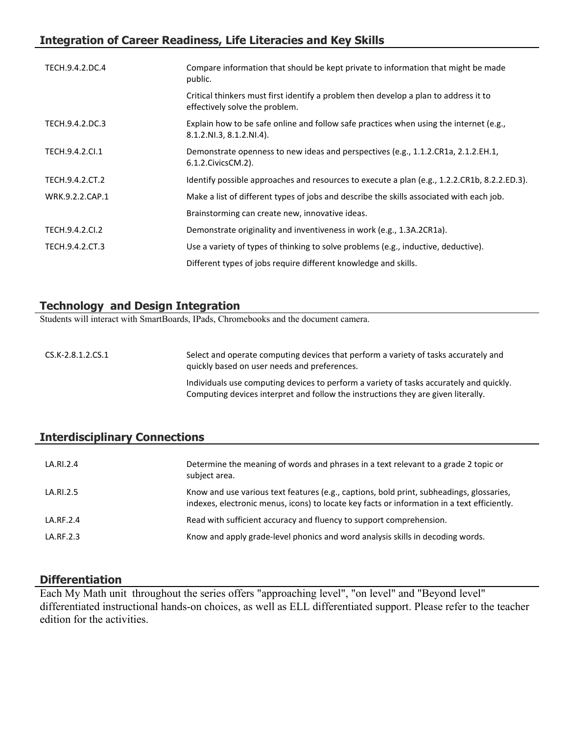## Integration of Career Readiness, Life Literacies and Key Skills

| | |
|---|---|
| TECH.9.4.2.DC.4 | Compare information that should be kept private to information that might be made public. |
| | Critical thinkers must first identify a problem then develop a plan to address it to effectively solve the problem. |
| TECH.9.4.2.DC.3 | Explain how to be safe online and follow safe practices when using the internet (e.g., 8.1.2.NI.3, 8.1.2.NI.4). |
| TECH.9.4.2.CI.1 | Demonstrate openness to new ideas and perspectives (e.g., 1.1.2.CR1a, 2.1.2.EH.1, 6.1.2.CivicsCM.2). |
| TECH.9.4.2.CT.2 | Identify possible approaches and resources to execute a plan (e.g., 1.2.2.CR1b, 8.2.2.ED.3). |
| WRK.9.2.2.CAP.1 | Make a list of different types of jobs and describe the skills associated with each job. |
| | Brainstorming can create new, innovative ideas. |
| TECH.9.4.2.CI.2 | Demonstrate originality and inventiveness in work (e.g., 1.3A.2CR1a). |
| TECH.9.4.2.CT.3 | Use a variety of types of thinking to solve problems (e.g., inductive, deductive). |
| | Different types of jobs require different knowledge and skills. |

## Technology and Design Integration

Students will interact with SmartBoards, IPads, Chromebooks and the document camera.

| | |
|---|---|
| CS.K-2.8.1.2.CS.1 | Select and operate computing devices that perform a variety of tasks accurately and quickly based on user needs and preferences. |
| | Individuals use computing devices to perform a variety of tasks accurately and quickly. Computing devices interpret and follow the instructions they are given literally. |

## Interdisciplinary Connections

| | |
|---|---|
| LA.RI.2.4 | Determine the meaning of words and phrases in a text relevant to a grade 2 topic or subject area. |
| LA.RI.2.5 | Know and use various text features (e.g., captions, bold print, subheadings, glossaries, indexes, electronic menus, icons) to locate key facts or information in a text efficiently. |
| LA.RF.2.4 | Read with sufficient accuracy and fluency to support comprehension. |
| LA.RF.2.3 | Know and apply grade-level phonics and word analysis skills in decoding words. |

## Differentiation

Each My Math unit throughout the series offers "approaching level", "on level" and "Beyond level" differentiated instructional hands-on choices, as well as ELL differentiated support. Please refer to the teacher edition for the activities.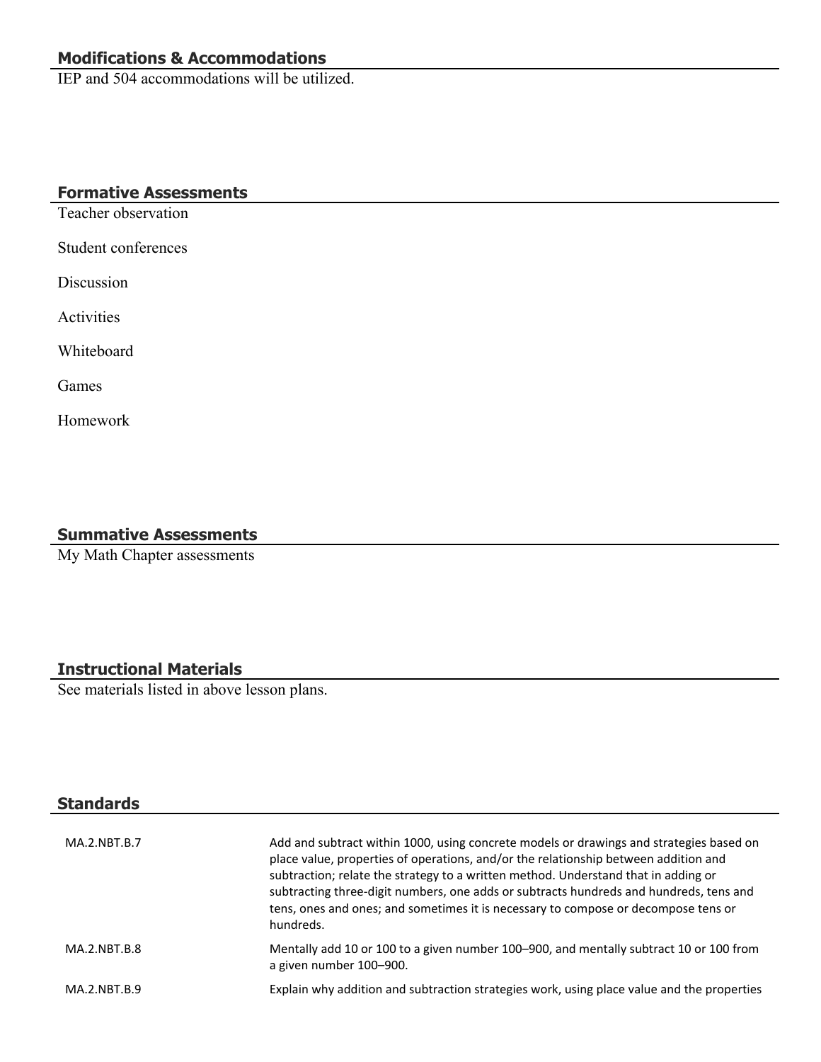## Modifications & Accommodations

IEP and 504 accommodations will be utilized.

## Formative Assessments

Teacher observation

Student conferences

Discussion

Activities

Whiteboard

Games

Homework

## Summative Assessments

My Math Chapter assessments

## Instructional Materials

See materials listed in above lesson plans.

## Standards

| | |
|---|---|
| MA.2.NBT.B.7 | Add and subtract within 1000, using concrete models or drawings and strategies based on place value, properties of operations, and/or the relationship between addition and subtraction; relate the strategy to a written method. Understand that in adding or subtracting three-digit numbers, one adds or subtracts hundreds and hundreds, tens and tens, ones and ones; and sometimes it is necessary to compose or decompose tens or hundreds. |
| MA.2.NBT.B.8 | Mentally add 10 or 100 to a given number 100–900, and mentally subtract 10 or 100 from a given number 100–900. |
| MA.2.NBT.B.9 | Explain why addition and subtraction strategies work, using place value and the properties |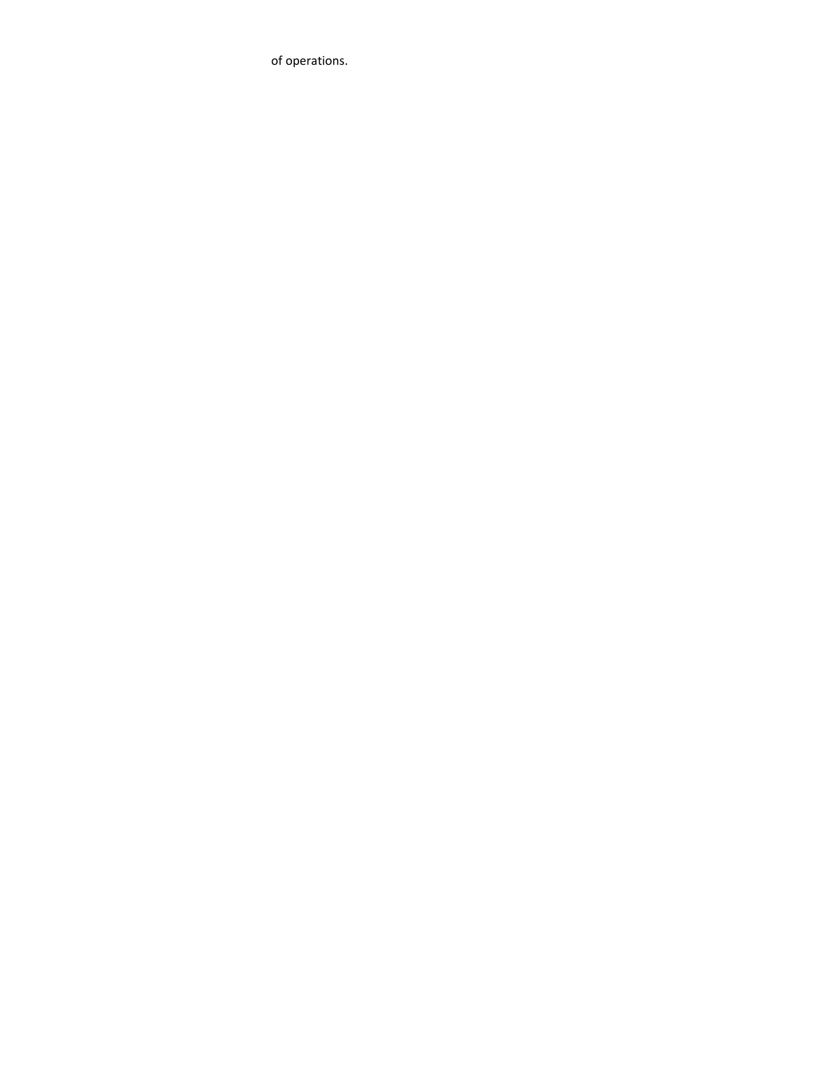of operations.